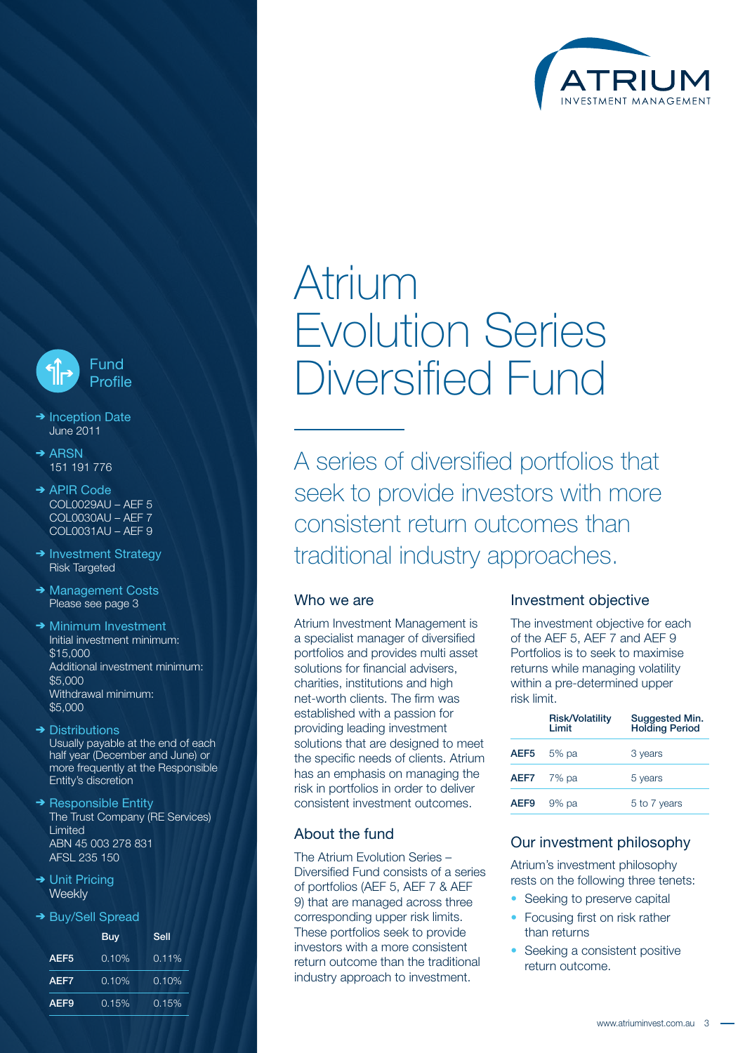ATRIUM
INVESTMENT MANAGEMENT

# Atrium Evolution Series Diversified Fund

## A series of diversified portfolios that seek to provide investors with more consistent return outcomes than traditional industry approaches.

### Who we are

Atrium Investment Management is a specialist manager of diversified portfolios and provides multi asset solutions for financial advisers, charities, institutions and high net-worth clients. The firm was established with a passion for providing leading investment solutions that are designed to meet the specific needs of clients. Atrium has an emphasis on managing the risk in portfolios in order to deliver consistent investment outcomes.

### About the fund

The Atrium Evolution Series – Diversified Fund consists of a series of portfolios (AEF 5, AEF 7 & AEF 9) that are managed across three corresponding upper risk limits. These portfolios seek to provide investors with a more consistent return outcome than the traditional industry approach to investment.

### Investment objective

The investment objective for each of the AEF 5, AEF 7 and AEF 9 Portfolios is to seek to maximise returns while managing volatility within a pre-determined upper risk limit.

| | Risk/Volatility Limit | Suggested Min. Holding Period |
|---|---|---|
| **AEF5** | 5% pa | 3 years |
| **AEF7** | 7% pa | 5 years |
| **AEF9** | 9% pa | 5 to 7 years |

### Our investment philosophy

Atrium's investment philosophy rests on the following three tenets:

- Seeking to preserve capital
- Focusing first on risk rather than returns
- Seeking a consistent positive return outcome.

### Fund Profile

- **Inception Date**
  June 2011
- **ARSN**
  151 191 776
- **APIR Code**
  COL0029AU – AEF 5
  COL0030AU – AEF 7
  COL0031AU – AEF 9
- **Investment Strategy**
  Risk Targeted
- **Management Costs**
  Please see page 3
- **Minimum Investment**
  Initial investment minimum: $15,000
  Additional investment minimum: $5,000
  Withdrawal minimum: $5,000
- **Distributions**
  Usually payable at the end of each half year (December and June) or more frequently at the Responsible Entity's discretion
- **Responsible Entity**
  The Trust Company (RE Services) Limited
  ABN 45 003 278 831
  AFSL 235 150
- **Unit Pricing**
  Weekly
- **Buy/Sell Spread**

| | Buy | Sell |
|---|---|---|
| **AEF5** | 0.10% | 0.11% |
| **AEF7** | 0.10% | 0.10% |
| **AEF9** | 0.15% | 0.15% |

www.atriuminvest.com.au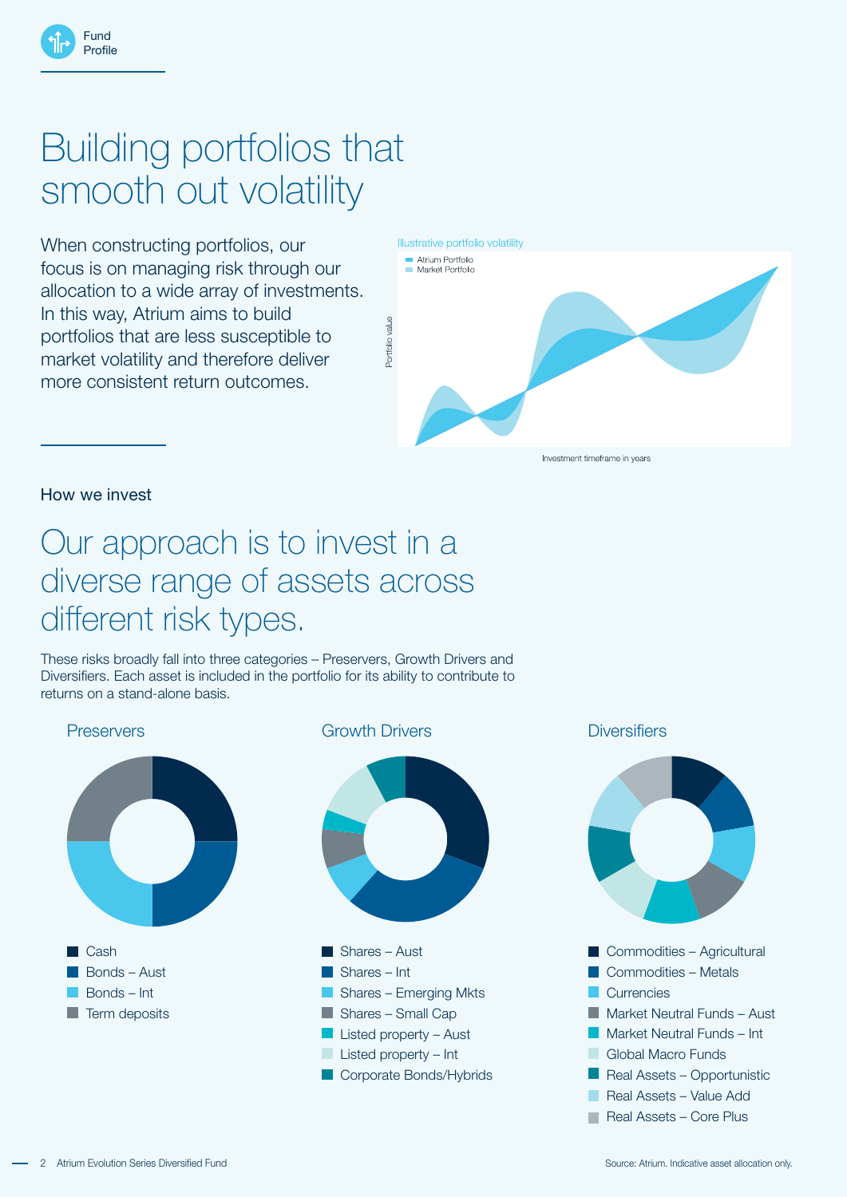# Building portfolios that smooth out volatility

When constructing portfolios, our focus is on managing risk through our allocation to a wide array of investments. In this way, Atrium aims to build portfolios that are less susceptible to market volatility and therefore deliver more consistent return outcomes.

Illustrative portfolio volatility

- Atrium Portfolio
- Market Portfolio

Portfolio value

Investment timeframe in years

## How we invest

# Our approach is to invest in a diverse range of assets across different risk types.

These risks broadly fall into three categories – Preservers, Growth Drivers and Diversifiers. Each asset is included in the portfolio for its ability to contribute to returns on a stand-alone basis.

### Preservers

- Cash
- Bonds – Aust
- Bonds – Int
- Term deposits

### Growth Drivers

- Shares – Aust
- Shares – Int
- Shares – Emerging Mkts
- Shares – Small Cap
- Listed property – Aust
- Listed property – Int
- Corporate Bonds/Hybrids

### Diversifiers

- Commodities – Agricultural
- Commodities – Metals
- Currencies
- Market Neutral Funds – Aust
- Market Neutral Funds – Int
- Global Macro Funds
- Real Assets – Opportunistic
- Real Assets – Value Add
- Real Assets – Core Plus

Source: Atrium. Indicative asset allocation only.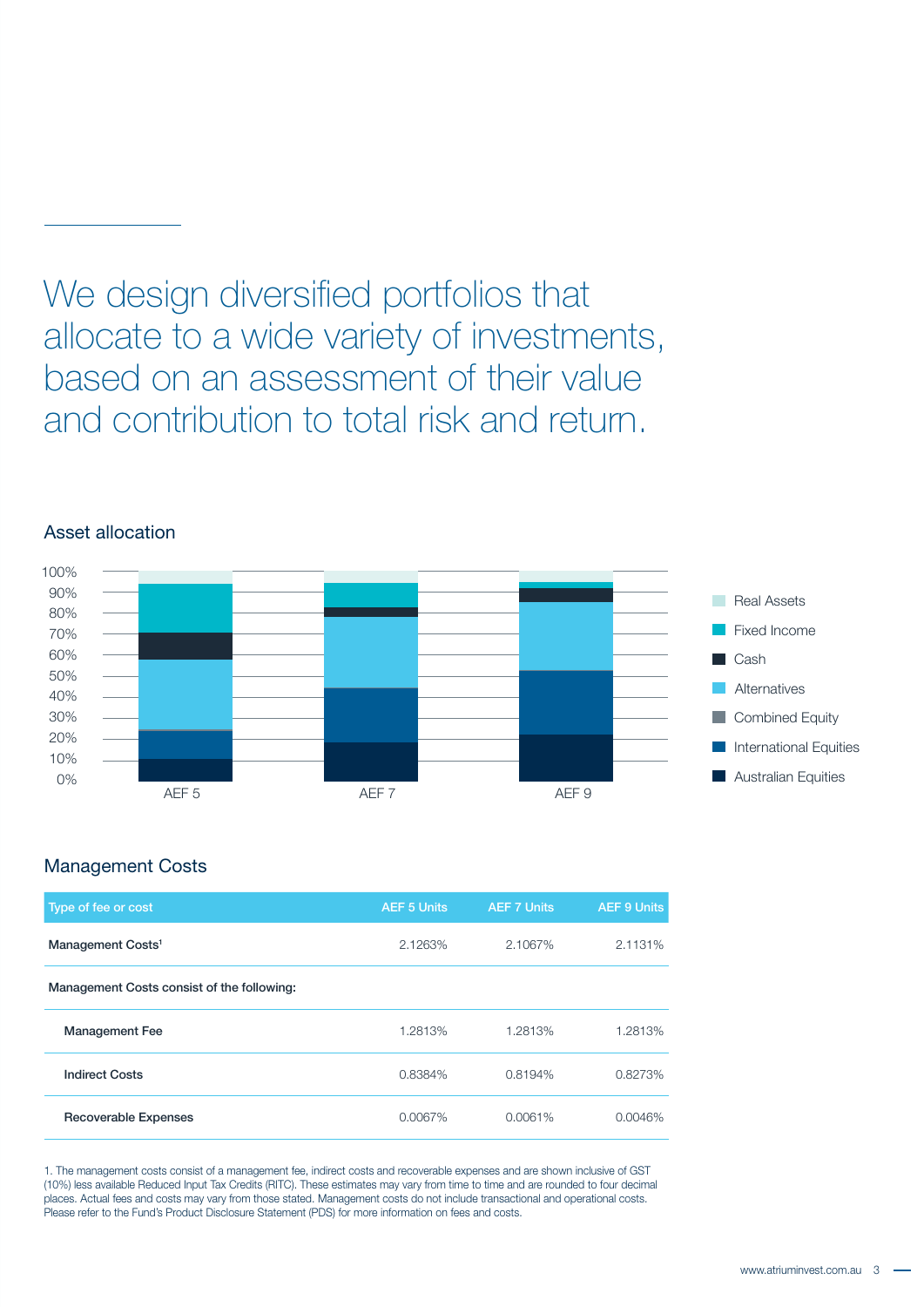We design diversified portfolios that allocate to a wide variety of investments, based on an assessment of their value and contribution to total risk and return.

## Asset allocation

## Management Costs

| Type of fee or cost | AEF 5 Units | AEF 7 Units | AEF 9 Units |
|---|---|---|---|
| **Management Costs**[1] | 2.1263% | 2.1067% | 2.1131% |
| **Management Costs consist of the following:** | | | |
| **Management Fee** | 1.2813% | 1.2813% | 1.2813% |
| **Indirect Costs** | 0.8384% | 0.8194% | 0.8273% |
| **Recoverable Expenses** | 0.0067% | 0.0061% | 0.0046% |

1. The management costs consist of a management fee, indirect costs and recoverable expenses and are shown inclusive of GST (10%) less available Reduced Input Tax Credits (RITC). These estimates may vary from time to time and are rounded to four decimal places. Actual fees and costs may vary from those stated. Management costs do not include transactional and operational costs. Please refer to the Fund's Product Disclosure Statement (PDS) for more information on fees and costs.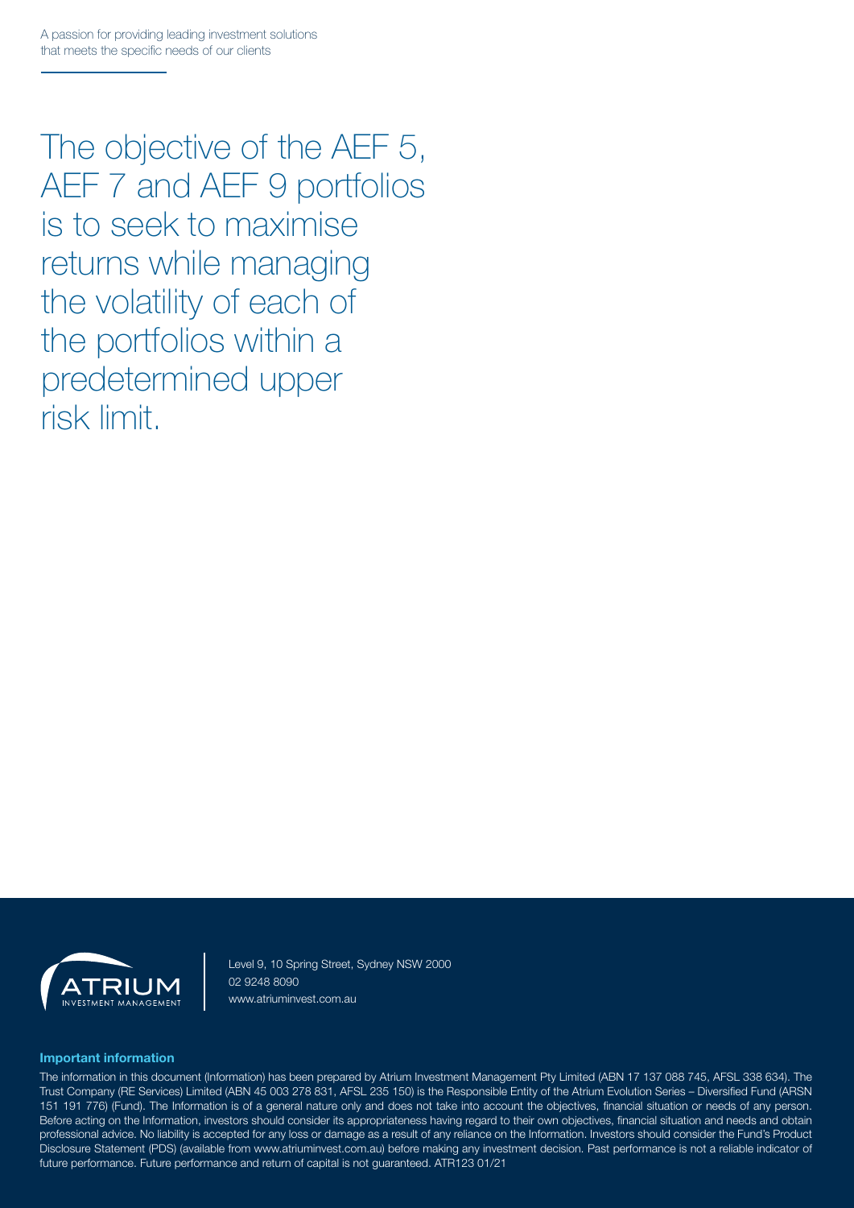A passion for providing leading investment solutions that meets the specific needs of our clients

# The objective of the AEF 5, AEF 7 and AEF 9 portfolios is to seek to maximise returns while managing the volatility of each of the portfolios within a predetermined upper risk limit.

ATRIUM INVESTMENT MANAGEMENT

Level 9, 10 Spring Street, Sydney NSW 2000
02 9248 8090
www.atriuminvest.com.au

**Important information**

The information in this document (Information) has been prepared by Atrium Investment Management Pty Limited (ABN 17 137 088 745, AFSL 338 634). The Trust Company (RE Services) Limited (ABN 45 003 278 831, AFSL 235 150) is the Responsible Entity of the Atrium Evolution Series – Diversified Fund (ARSN 151 191 776) (Fund). The Information is of a general nature only and does not take into account the objectives, financial situation or needs of any person. Before acting on the Information, investors should consider its appropriateness having regard to their own objectives, financial situation and needs and obtain professional advice. No liability is accepted for any loss or damage as a result of any reliance on the Information. Investors should consider the Fund's Product Disclosure Statement (PDS) (available from www.atriuminvest.com.au) before making any investment decision. Past performance is not a reliable indicator of future performance. Future performance and return of capital is not guaranteed. ATR123 01/21